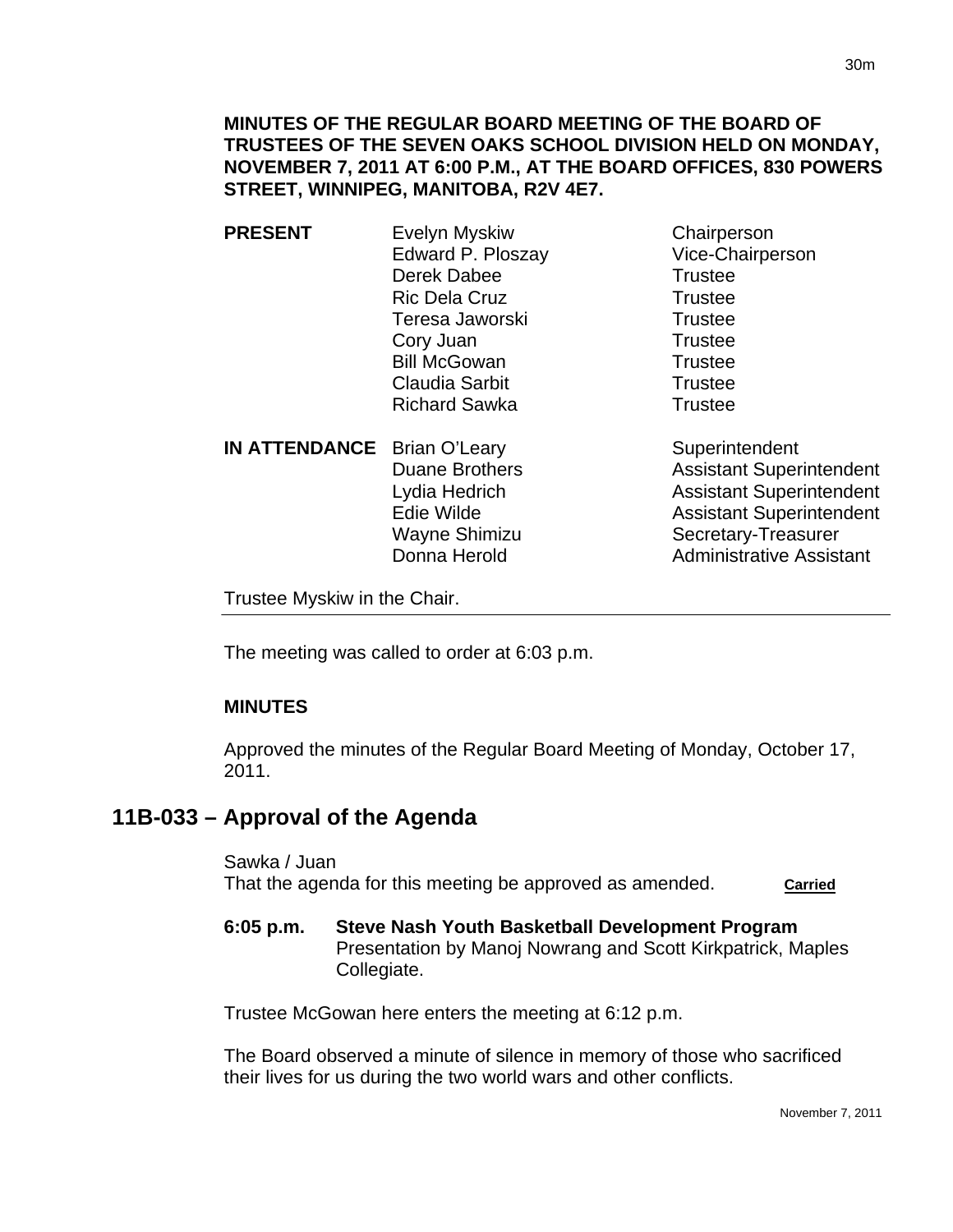**MINUTES OF THE REGULAR BOARD MEETING OF THE BOARD OF TRUSTEES OF THE SEVEN OAKS SCHOOL DIVISION HELD ON MONDAY, NOVEMBER 7, 2011 AT 6:00 P.M., AT THE BOARD OFFICES, 830 POWERS STREET, WINNIPEG, MANITOBA, R2V 4E7.**

| | | |
|---|---|---|
| **PRESENT** | Evelyn Myskiw | Chairperson |
| | Edward P. Ploszay | Vice-Chairperson |
| | Derek Dabee | Trustee |
| | Ric Dela Cruz | Trustee |
| | Teresa Jaworski | Trustee |
| | Cory Juan | Trustee |
| | Bill McGowan | Trustee |
| | Claudia Sarbit | Trustee |
| | Richard Sawka | Trustee |
| **IN ATTENDANCE** | Brian O'Leary | Superintendent |
| | Duane Brothers | Assistant Superintendent |
| | Lydia Hedrich | Assistant Superintendent |
| | Edie Wilde | Assistant Superintendent |
| | Wayne Shimizu | Secretary-Treasurer |
| | Donna Herold | Administrative Assistant |

Trustee Myskiw in the Chair.

The meeting was called to order at 6:03 p.m.

**MINUTES**

Approved the minutes of the Regular Board Meeting of Monday, October 17, 2011.

## 11B-033 – Approval of the Agenda

Sawka / Juan
That the agenda for this meeting be approved as amended. **Carried**

**6:05 p.m.** **Steve Nash Youth Basketball Development Program**
Presentation by Manoj Nowrang and Scott Kirkpatrick, Maples Collegiate.

Trustee McGowan here enters the meeting at 6:12 p.m.

The Board observed a minute of silence in memory of those who sacrificed their lives for us during the two world wars and other conflicts.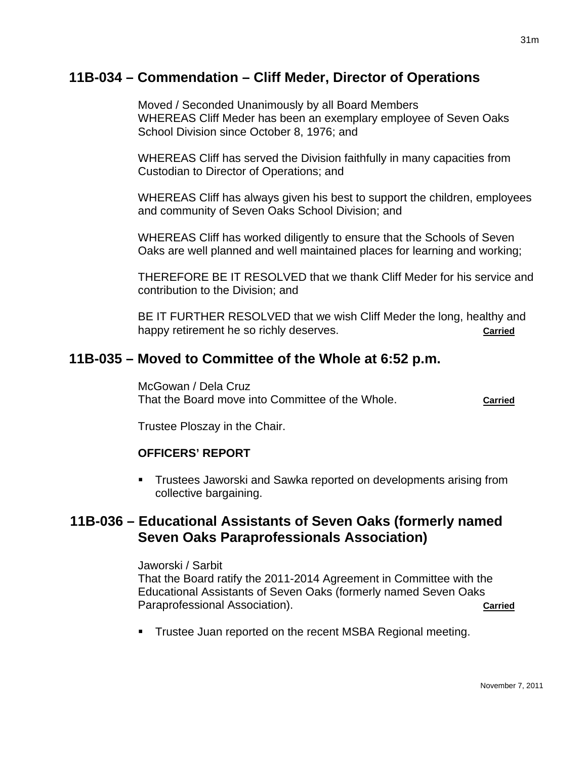## 11B-034 – Commendation – Cliff Meder, Director of Operations

Moved / Seconded Unanimously by all Board Members
WHEREAS Cliff Meder has been an exemplary employee of Seven Oaks School Division since October 8, 1976; and

WHEREAS Cliff has served the Division faithfully in many capacities from Custodian to Director of Operations; and

WHEREAS Cliff has always given his best to support the children, employees and community of Seven Oaks School Division; and

WHEREAS Cliff has worked diligently to ensure that the Schools of Seven Oaks are well planned and well maintained places for learning and working;

THEREFORE BE IT RESOLVED that we thank Cliff Meder for his service and contribution to the Division; and

BE IT FURTHER RESOLVED that we wish Cliff Meder the long, healthy and happy retirement he so richly deserves. **Carried**

## 11B-035 – Moved to Committee of the Whole at 6:52 p.m.

McGowan / Dela Cruz
That the Board move into Committee of the Whole. **Carried**

Trustee Ploszay in the Chair.

**OFFICERS' REPORT**

- Trustees Jaworski and Sawka reported on developments arising from collective bargaining.

## 11B-036 – Educational Assistants of Seven Oaks (formerly named Seven Oaks Paraprofessionals Association)

Jaworski / Sarbit
That the Board ratify the 2011-2014 Agreement in Committee with the Educational Assistants of Seven Oaks (formerly named Seven Oaks Paraprofessional Association). **Carried**

- Trustee Juan reported on the recent MSBA Regional meeting.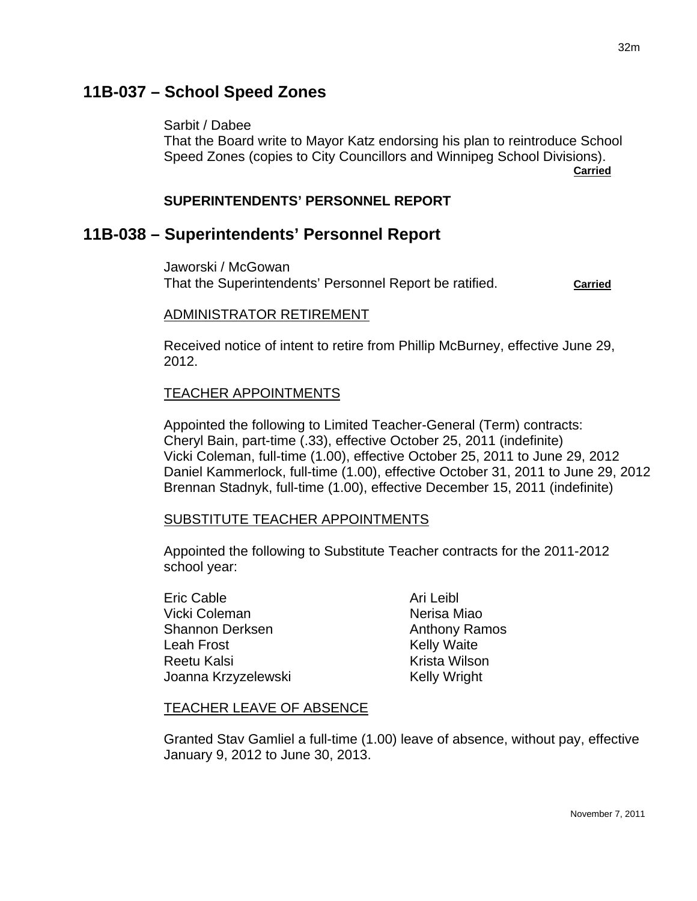## 11B-037 – School Speed Zones

Sarbit / Dabee
That the Board write to Mayor Katz endorsing his plan to reintroduce School Speed Zones (copies to City Councillors and Winnipeg School Divisions).
**Carried**

**SUPERINTENDENTS' PERSONNEL REPORT**

## 11B-038 – Superintendents' Personnel Report

Jaworski / McGowan
That the Superintendents' Personnel Report be ratified. **Carried**

ADMINISTRATOR RETIREMENT

Received notice of intent to retire from Phillip McBurney, effective June 29, 2012.

TEACHER APPOINTMENTS

Appointed the following to Limited Teacher-General (Term) contracts:
Cheryl Bain, part-time (.33), effective October 25, 2011 (indefinite)
Vicki Coleman, full-time (1.00), effective October 25, 2011 to June 29, 2012
Daniel Kammerlock, full-time (1.00), effective October 31, 2011 to June 29, 2012
Brennan Stadnyk, full-time (1.00), effective December 15, 2011 (indefinite)

SUBSTITUTE TEACHER APPOINTMENTS

Appointed the following to Substitute Teacher contracts for the 2011-2012 school year:

Eric Cable
Vicki Coleman
Shannon Derksen
Leah Frost
Reetu Kalsi
Joanna Krzyzelewski
Ari Leibl
Nerisa Miao
Anthony Ramos
Kelly Waite
Krista Wilson
Kelly Wright

TEACHER LEAVE OF ABSENCE

Granted Stav Gamliel a full-time (1.00) leave of absence, without pay, effective January 9, 2012 to June 30, 2013.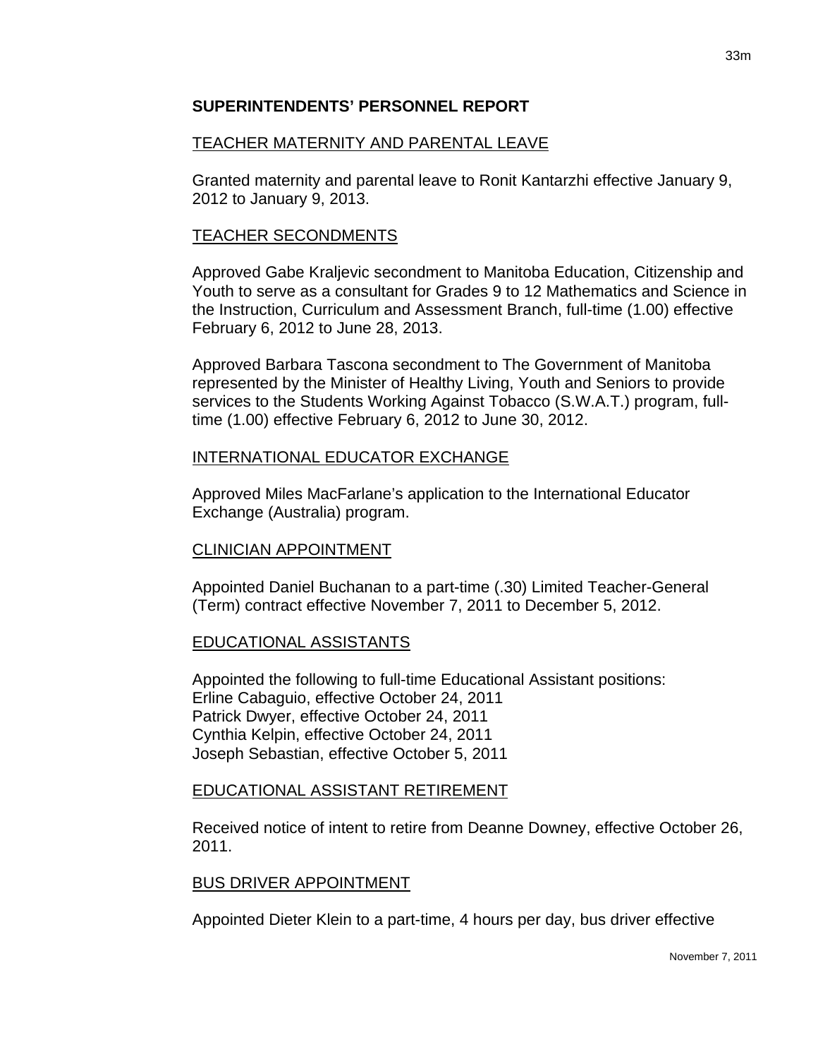## SUPERINTENDENTS' PERSONNEL REPORT

### TEACHER MATERNITY AND PARENTAL LEAVE

Granted maternity and parental leave to Ronit Kantarzhi effective January 9, 2012 to January 9, 2013.

### TEACHER SECONDMENTS

Approved Gabe Kraljevic secondment to Manitoba Education, Citizenship and Youth to serve as a consultant for Grades 9 to 12 Mathematics and Science in the Instruction, Curriculum and Assessment Branch, full-time (1.00) effective February 6, 2012 to June 28, 2013.

Approved Barbara Tascona secondment to The Government of Manitoba represented by the Minister of Healthy Living, Youth and Seniors to provide services to the Students Working Against Tobacco (S.W.A.T.) program, full-time (1.00) effective February 6, 2012 to June 30, 2012.

### INTERNATIONAL EDUCATOR EXCHANGE

Approved Miles MacFarlane's application to the International Educator Exchange (Australia) program.

### CLINICIAN APPOINTMENT

Appointed Daniel Buchanan to a part-time (.30) Limited Teacher-General (Term) contract effective November 7, 2011 to December 5, 2012.

### EDUCATIONAL ASSISTANTS

Appointed the following to full-time Educational Assistant positions:
Erline Cabaguio, effective October 24, 2011
Patrick Dwyer, effective October 24, 2011
Cynthia Kelpin, effective October 24, 2011
Joseph Sebastian, effective October 5, 2011

### EDUCATIONAL ASSISTANT RETIREMENT

Received notice of intent to retire from Deanne Downey, effective October 26, 2011.

### BUS DRIVER APPOINTMENT

Appointed Dieter Klein to a part-time, 4 hours per day, bus driver effective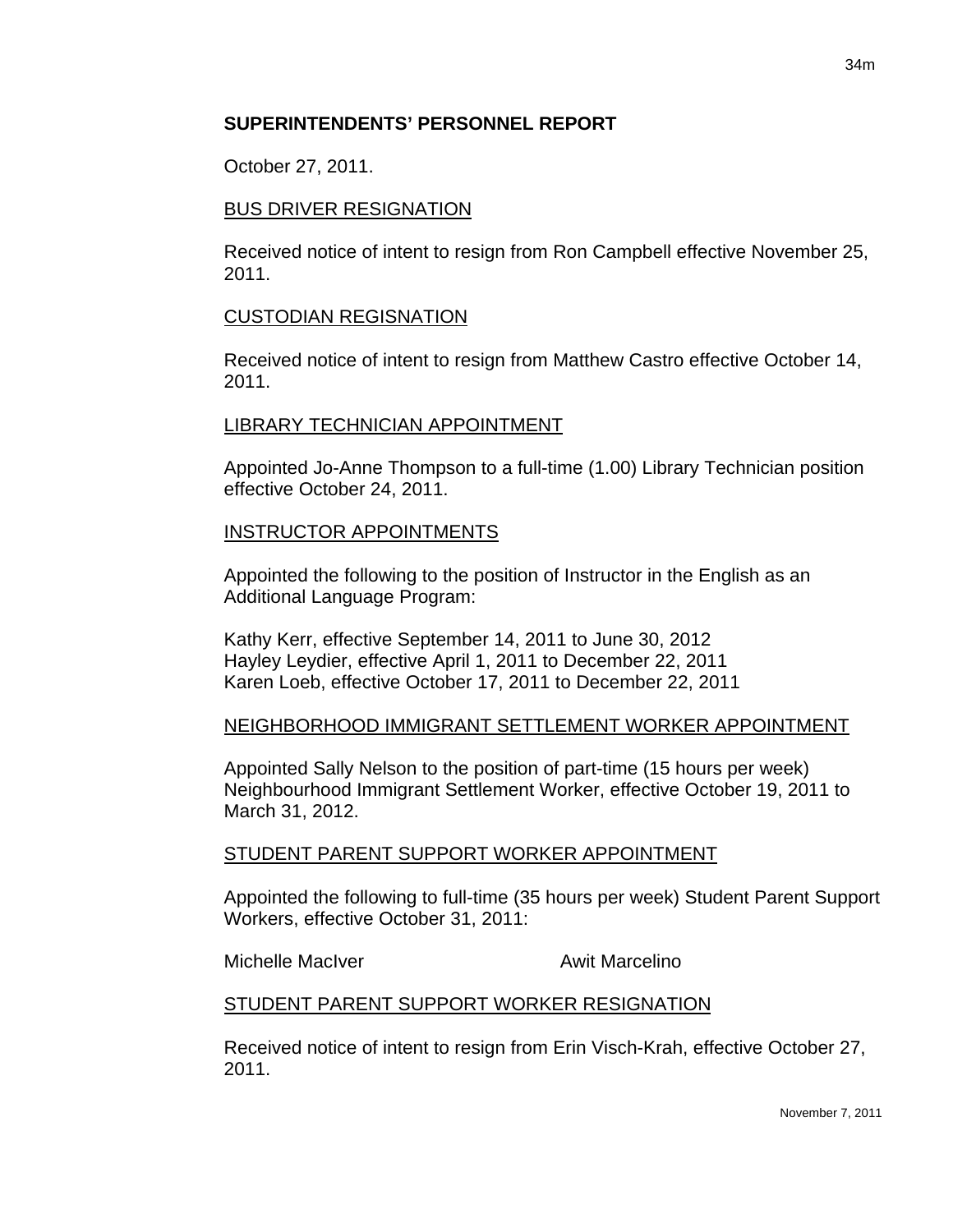## SUPERINTENDENTS' PERSONNEL REPORT

October 27, 2011.

### BUS DRIVER RESIGNATION

Received notice of intent to resign from Ron Campbell effective November 25, 2011.

### CUSTODIAN REGISNATION

Received notice of intent to resign from Matthew Castro effective October 14, 2011.

### LIBRARY TECHNICIAN APPOINTMENT

Appointed Jo-Anne Thompson to a full-time (1.00) Library Technician position effective October 24, 2011.

### INSTRUCTOR APPOINTMENTS

Appointed the following to the position of Instructor in the English as an Additional Language Program:

Kathy Kerr, effective September 14, 2011 to June 30, 2012
Hayley Leydier, effective April 1, 2011 to December 22, 2011
Karen Loeb, effective October 17, 2011 to December 22, 2011

### NEIGHBORHOOD IMMIGRANT SETTLEMENT WORKER APPOINTMENT

Appointed Sally Nelson to the position of part-time (15 hours per week) Neighbourhood Immigrant Settlement Worker, effective October 19, 2011 to March 31, 2012.

### STUDENT PARENT SUPPORT WORKER APPOINTMENT

Appointed the following to full-time (35 hours per week) Student Parent Support Workers, effective October 31, 2011:

Michelle MacIver
Awit Marcelino

### STUDENT PARENT SUPPORT WORKER RESIGNATION

Received notice of intent to resign from Erin Visch-Krah, effective October 27, 2011.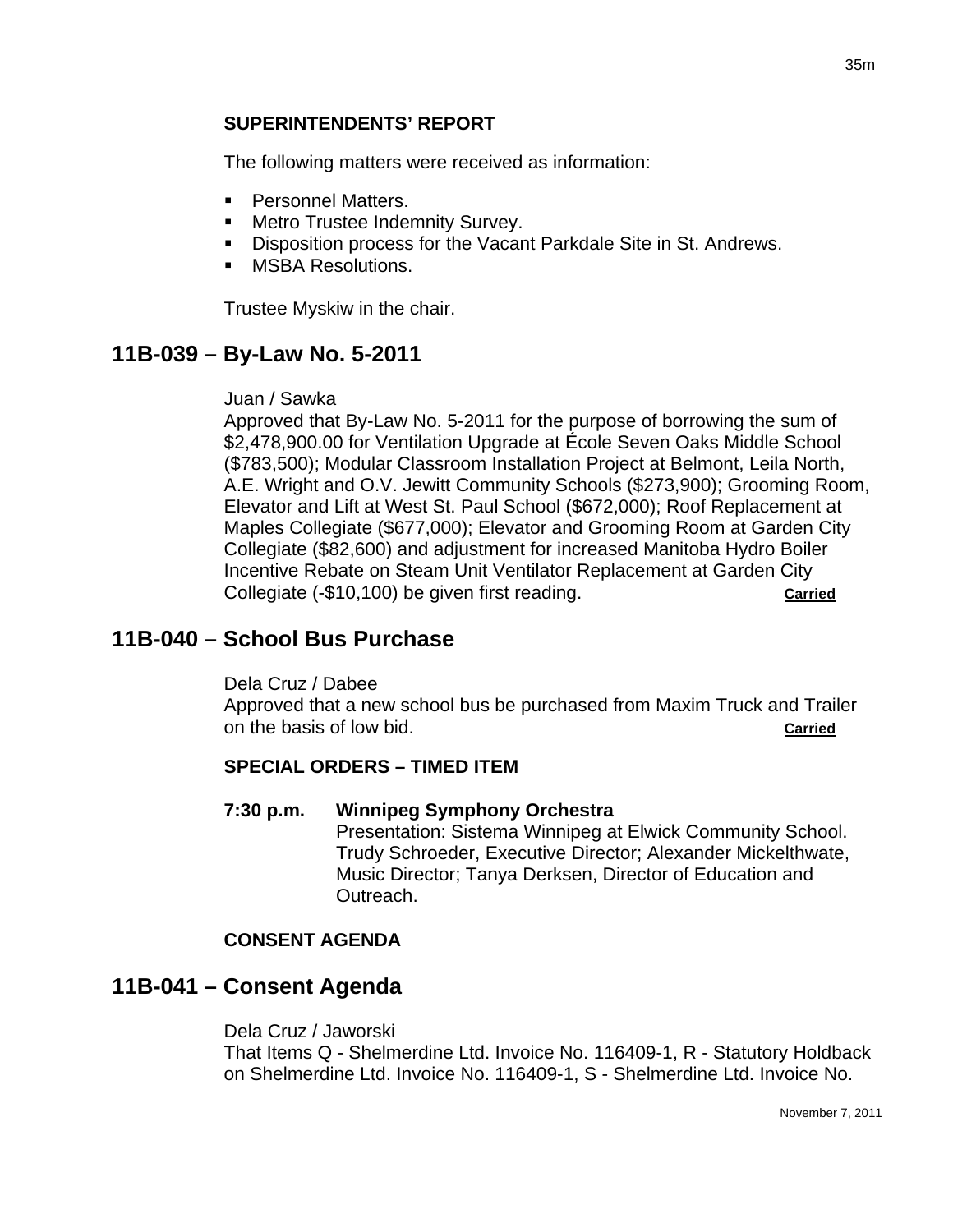### SUPERINTENDENTS' REPORT

The following matters were received as information:

- Personnel Matters.
- Metro Trustee Indemnity Survey.
- Disposition process for the Vacant Parkdale Site in St. Andrews.
- MSBA Resolutions.

Trustee Myskiw in the chair.

## 11B-039 – By-Law No. 5-2011

Juan / Sawka
Approved that By-Law No. 5-2011 for the purpose of borrowing the sum of $2,478,900.00 for Ventilation Upgrade at École Seven Oaks Middle School ($783,500); Modular Classroom Installation Project at Belmont, Leila North, A.E. Wright and O.V. Jewitt Community Schools ($273,900); Grooming Room, Elevator and Lift at West St. Paul School ($672,000); Roof Replacement at Maples Collegiate ($677,000); Elevator and Grooming Room at Garden City Collegiate ($82,600) and adjustment for increased Manitoba Hydro Boiler Incentive Rebate on Steam Unit Ventilator Replacement at Garden City Collegiate (-$10,100) be given first reading. **Carried**

## 11B-040 – School Bus Purchase

Dela Cruz / Dabee
Approved that a new school bus be purchased from Maxim Truck and Trailer on the basis of low bid. **Carried**

### SPECIAL ORDERS – TIMED ITEM

**7:30 p.m. Winnipeg Symphony Orchestra**
Presentation: Sistema Winnipeg at Elwick Community School. Trudy Schroeder, Executive Director; Alexander Mickelthwate, Music Director; Tanya Derksen, Director of Education and Outreach.

### CONSENT AGENDA

## 11B-041 – Consent Agenda

Dela Cruz / Jaworski
That Items Q - Shelmerdine Ltd. Invoice No. 116409-1, R - Statutory Holdback on Shelmerdine Ltd. Invoice No. 116409-1, S - Shelmerdine Ltd. Invoice No.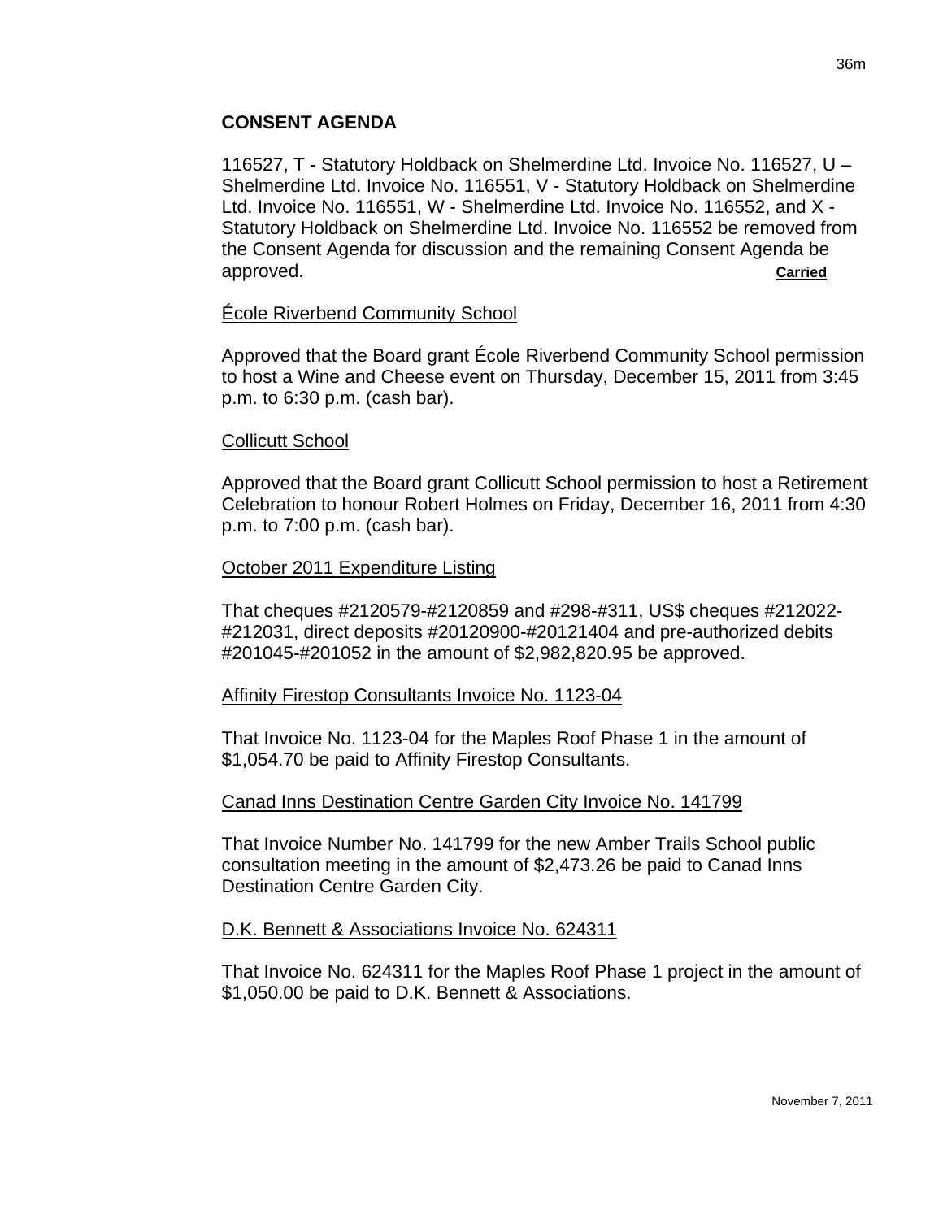## CONSENT AGENDA

116527, T - Statutory Holdback on Shelmerdine Ltd. Invoice No. 116527, U – Shelmerdine Ltd. Invoice No. 116551, V - Statutory Holdback on Shelmerdine Ltd. Invoice No. 116551, W - Shelmerdine Ltd. Invoice No. 116552, and X - Statutory Holdback on Shelmerdine Ltd. Invoice No. 116552 be removed from the Consent Agenda for discussion and the remaining Consent Agenda be approved. **Carried**

École Riverbend Community School

Approved that the Board grant École Riverbend Community School permission to host a Wine and Cheese event on Thursday, December 15, 2011 from 3:45 p.m. to 6:30 p.m. (cash bar).

Collicutt School

Approved that the Board grant Collicutt School permission to host a Retirement Celebration to honour Robert Holmes on Friday, December 16, 2011 from 4:30 p.m. to 7:00 p.m. (cash bar).

October 2011 Expenditure Listing

That cheques #2120579-#2120859 and #298-#311, US$ cheques #212022-#212031, direct deposits #20120900-#20121404 and pre-authorized debits #201045-#201052 in the amount of $2,982,820.95 be approved.

Affinity Firestop Consultants Invoice No. 1123-04

That Invoice No. 1123-04 for the Maples Roof Phase 1 in the amount of $1,054.70 be paid to Affinity Firestop Consultants.

Canad Inns Destination Centre Garden City Invoice No. 141799

That Invoice Number No. 141799 for the new Amber Trails School public consultation meeting in the amount of $2,473.26 be paid to Canad Inns Destination Centre Garden City.

D.K. Bennett & Associations Invoice No. 624311

That Invoice No. 624311 for the Maples Roof Phase 1 project in the amount of $1,050.00 be paid to D.K. Bennett & Associations.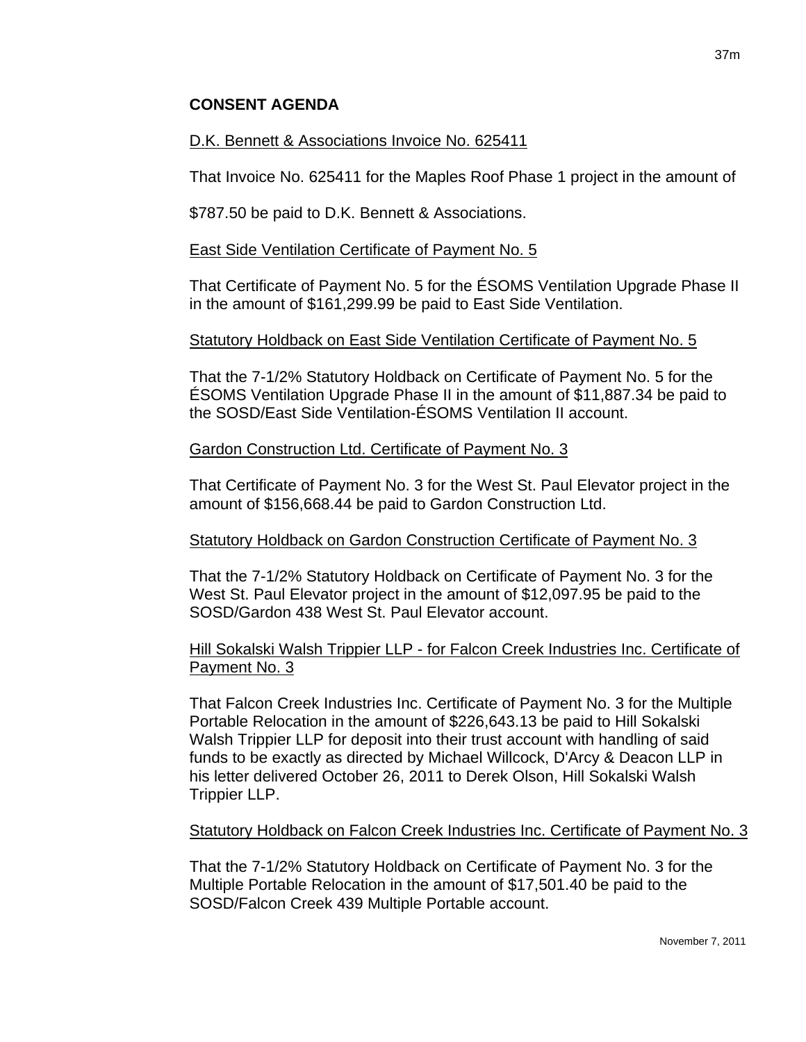## CONSENT AGENDA

D.K. Bennett & Associations Invoice No. 625411

That Invoice No. 625411 for the Maples Roof Phase 1 project in the amount of

$787.50 be paid to D.K. Bennett & Associations.

East Side Ventilation Certificate of Payment No. 5

That Certificate of Payment No. 5 for the ÉSOMS Ventilation Upgrade Phase II in the amount of $161,299.99 be paid to East Side Ventilation.

Statutory Holdback on East Side Ventilation Certificate of Payment No. 5

That the 7-1/2% Statutory Holdback on Certificate of Payment No. 5 for the ÉSOMS Ventilation Upgrade Phase II in the amount of $11,887.34 be paid to the SOSD/East Side Ventilation-ÉSOMS Ventilation II account.

Gardon Construction Ltd. Certificate of Payment No. 3

That Certificate of Payment No. 3 for the West St. Paul Elevator project in the amount of $156,668.44 be paid to Gardon Construction Ltd.

Statutory Holdback on Gardon Construction Certificate of Payment No. 3

That the 7-1/2% Statutory Holdback on Certificate of Payment No. 3 for the West St. Paul Elevator project in the amount of $12,097.95 be paid to the SOSD/Gardon 438 West St. Paul Elevator account.

Hill Sokalski Walsh Trippier LLP - for Falcon Creek Industries Inc. Certificate of Payment No. 3

That Falcon Creek Industries Inc. Certificate of Payment No. 3 for the Multiple Portable Relocation in the amount of $226,643.13 be paid to Hill Sokalski Walsh Trippier LLP for deposit into their trust account with handling of said funds to be exactly as directed by Michael Willcock, D'Arcy & Deacon LLP in his letter delivered October 26, 2011 to Derek Olson, Hill Sokalski Walsh Trippier LLP.

Statutory Holdback on Falcon Creek Industries Inc. Certificate of Payment No. 3

That the 7-1/2% Statutory Holdback on Certificate of Payment No. 3 for the Multiple Portable Relocation in the amount of $17,501.40 be paid to the SOSD/Falcon Creek 439 Multiple Portable account.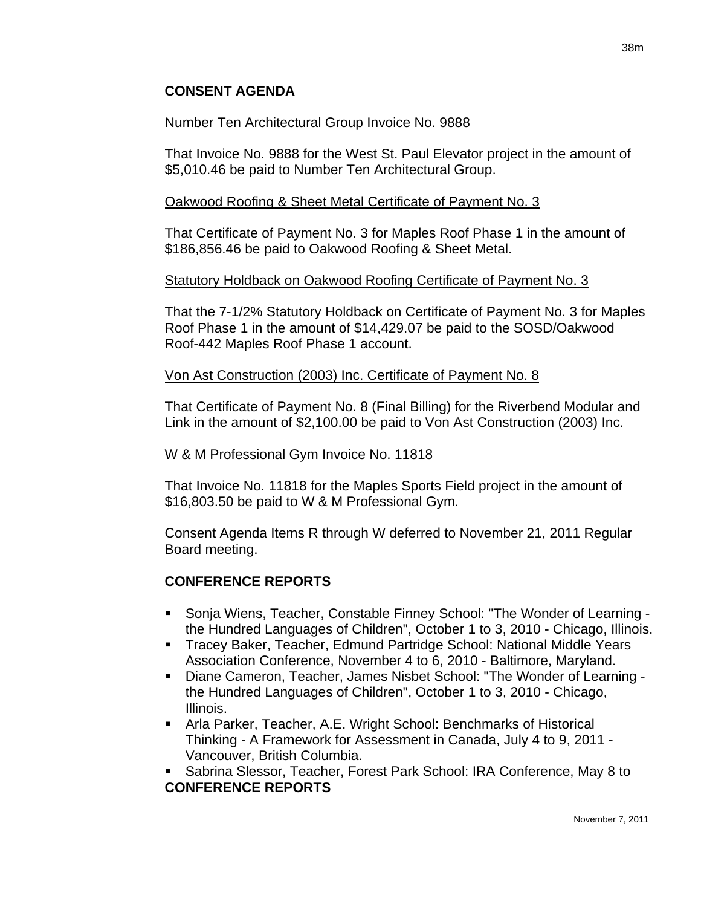## CONSENT AGENDA

Number Ten Architectural Group Invoice No. 9888

That Invoice No. 9888 for the West St. Paul Elevator project in the amount of $5,010.46 be paid to Number Ten Architectural Group.

Oakwood Roofing & Sheet Metal Certificate of Payment No. 3

That Certificate of Payment No. 3 for Maples Roof Phase 1 in the amount of $186,856.46 be paid to Oakwood Roofing & Sheet Metal.

Statutory Holdback on Oakwood Roofing Certificate of Payment No. 3

That the 7-1/2% Statutory Holdback on Certificate of Payment No. 3 for Maples Roof Phase 1 in the amount of $14,429.07 be paid to the SOSD/Oakwood Roof-442 Maples Roof Phase 1 account.

Von Ast Construction (2003) Inc. Certificate of Payment No. 8

That Certificate of Payment No. 8 (Final Billing) for the Riverbend Modular and Link in the amount of $2,100.00 be paid to Von Ast Construction (2003) Inc.

W & M Professional Gym Invoice No. 11818

That Invoice No. 11818 for the Maples Sports Field project in the amount of $16,803.50 be paid to W & M Professional Gym.

Consent Agenda Items R through W deferred to November 21, 2011 Regular Board meeting.

## CONFERENCE REPORTS

- Sonja Wiens, Teacher, Constable Finney School: "The Wonder of Learning - the Hundred Languages of Children", October 1 to 3, 2010 - Chicago, Illinois.
- Tracey Baker, Teacher, Edmund Partridge School: National Middle Years Association Conference, November 4 to 6, 2010 - Baltimore, Maryland.
- Diane Cameron, Teacher, James Nisbet School: "The Wonder of Learning - the Hundred Languages of Children", October 1 to 3, 2010 - Chicago, Illinois.
- Arla Parker, Teacher, A.E. Wright School: Benchmarks of Historical Thinking - A Framework for Assessment in Canada, July 4 to 9, 2011 - Vancouver, British Columbia.
- Sabrina Slessor, Teacher, Forest Park School: IRA Conference, May 8 to

## CONFERENCE REPORTS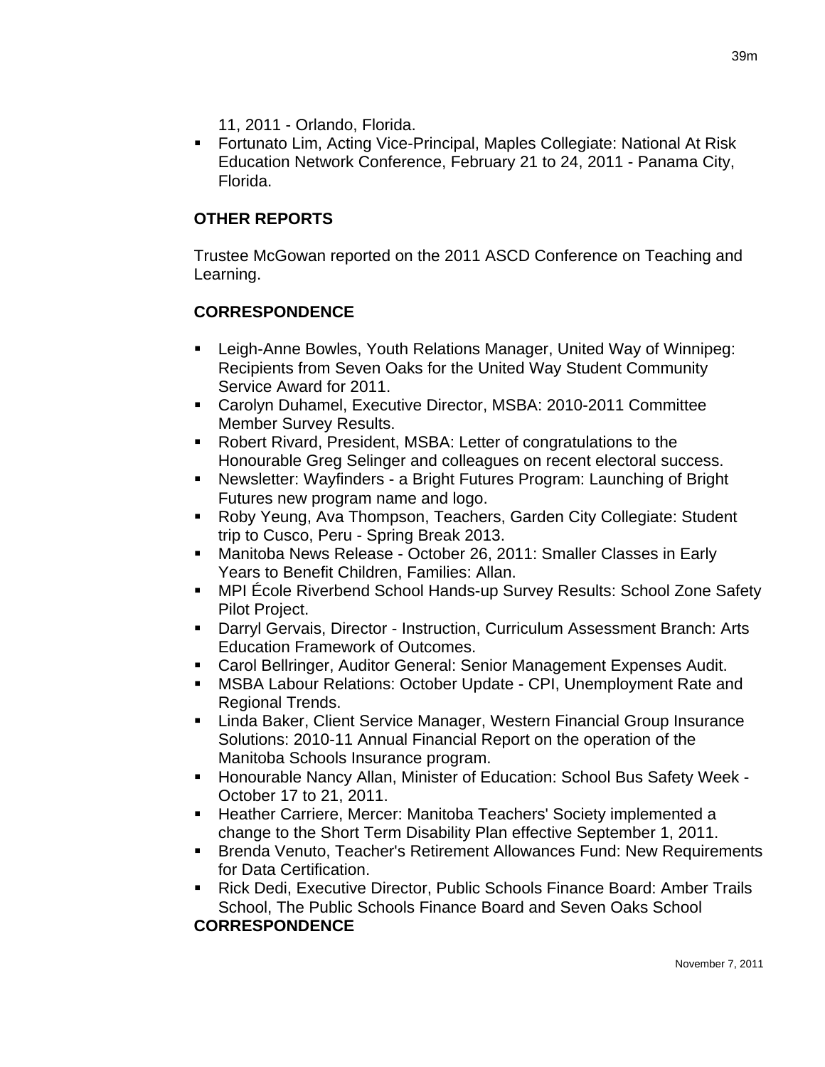11, 2011 - Orlando, Florida.

- Fortunato Lim, Acting Vice-Principal, Maples Collegiate: National At Risk Education Network Conference, February 21 to 24, 2011 - Panama City, Florida.

## OTHER REPORTS

Trustee McGowan reported on the 2011 ASCD Conference on Teaching and Learning.

## CORRESPONDENCE

- Leigh-Anne Bowles, Youth Relations Manager, United Way of Winnipeg: Recipients from Seven Oaks for the United Way Student Community Service Award for 2011.
- Carolyn Duhamel, Executive Director, MSBA: 2010-2011 Committee Member Survey Results.
- Robert Rivard, President, MSBA: Letter of congratulations to the Honourable Greg Selinger and colleagues on recent electoral success.
- Newsletter: Wayfinders - a Bright Futures Program: Launching of Bright Futures new program name and logo.
- Roby Yeung, Ava Thompson, Teachers, Garden City Collegiate: Student trip to Cusco, Peru - Spring Break 2013.
- Manitoba News Release - October 26, 2011: Smaller Classes in Early Years to Benefit Children, Families: Allan.
- MPI École Riverbend School Hands-up Survey Results: School Zone Safety Pilot Project.
- Darryl Gervais, Director - Instruction, Curriculum Assessment Branch: Arts Education Framework of Outcomes.
- Carol Bellringer, Auditor General: Senior Management Expenses Audit.
- MSBA Labour Relations: October Update - CPI, Unemployment Rate and Regional Trends.
- Linda Baker, Client Service Manager, Western Financial Group Insurance Solutions: 2010-11 Annual Financial Report on the operation of the Manitoba Schools Insurance program.
- Honourable Nancy Allan, Minister of Education: School Bus Safety Week - October 17 to 21, 2011.
- Heather Carriere, Mercer: Manitoba Teachers' Society implemented a change to the Short Term Disability Plan effective September 1, 2011.
- Brenda Venuto, Teacher's Retirement Allowances Fund: New Requirements for Data Certification.
- Rick Dedi, Executive Director, Public Schools Finance Board: Amber Trails School, The Public Schools Finance Board and Seven Oaks School

**CORRESPONDENCE**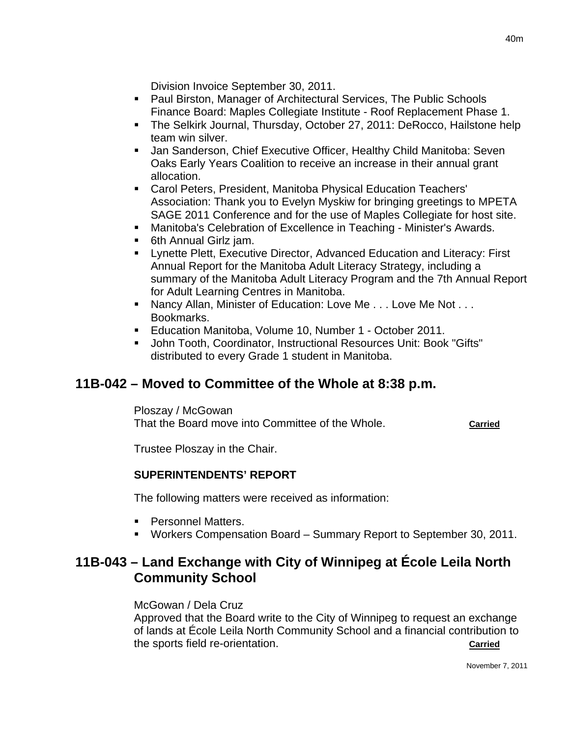Division Invoice September 30, 2011.

- Paul Birston, Manager of Architectural Services, The Public Schools Finance Board: Maples Collegiate Institute - Roof Replacement Phase 1.
- The Selkirk Journal, Thursday, October 27, 2011: DeRocco, Hailstone help team win silver.
- Jan Sanderson, Chief Executive Officer, Healthy Child Manitoba: Seven Oaks Early Years Coalition to receive an increase in their annual grant allocation.
- Carol Peters, President, Manitoba Physical Education Teachers' Association: Thank you to Evelyn Myskiw for bringing greetings to MPETA SAGE 2011 Conference and for the use of Maples Collegiate for host site.
- Manitoba's Celebration of Excellence in Teaching - Minister's Awards.
- 6th Annual Girlz jam.
- Lynette Plett, Executive Director, Advanced Education and Literacy: First Annual Report for the Manitoba Adult Literacy Strategy, including a summary of the Manitoba Adult Literacy Program and the 7th Annual Report for Adult Learning Centres in Manitoba.
- Nancy Allan, Minister of Education: Love Me . . . Love Me Not . . . Bookmarks.
- Education Manitoba, Volume 10, Number 1 - October 2011.
- John Tooth, Coordinator, Instructional Resources Unit: Book "Gifts" distributed to every Grade 1 student in Manitoba.

## 11B-042 – Moved to Committee of the Whole at 8:38 p.m.

Ploszay / McGowan
That the Board move into Committee of the Whole. **Carried**

Trustee Ploszay in the Chair.

**SUPERINTENDENTS' REPORT**

The following matters were received as information:

- Personnel Matters.
- Workers Compensation Board – Summary Report to September 30, 2011.

## 11B-043 – Land Exchange with City of Winnipeg at École Leila North Community School

McGowan / Dela Cruz
Approved that the Board write to the City of Winnipeg to request an exchange of lands at École Leila North Community School and a financial contribution to the sports field re-orientation. **Carried**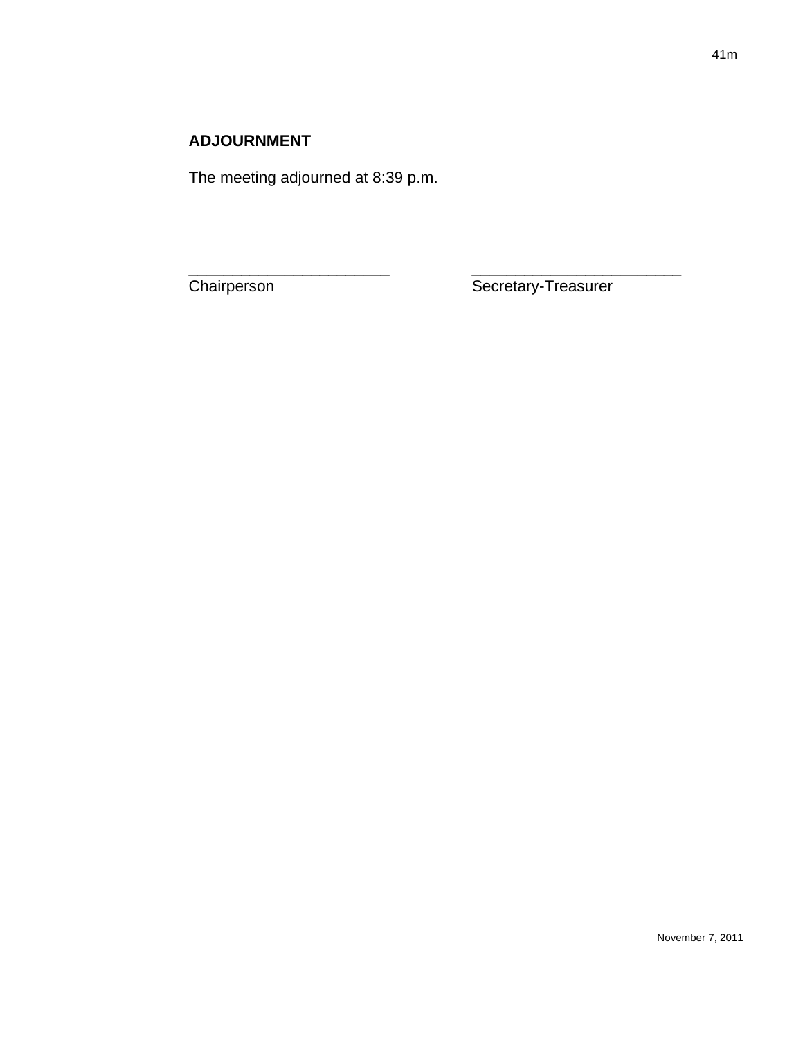**ADJOURNMENT**

The meeting adjourned at 8:39 p.m.

_______________________ _______________________

Chairperson Secretary-Treasurer